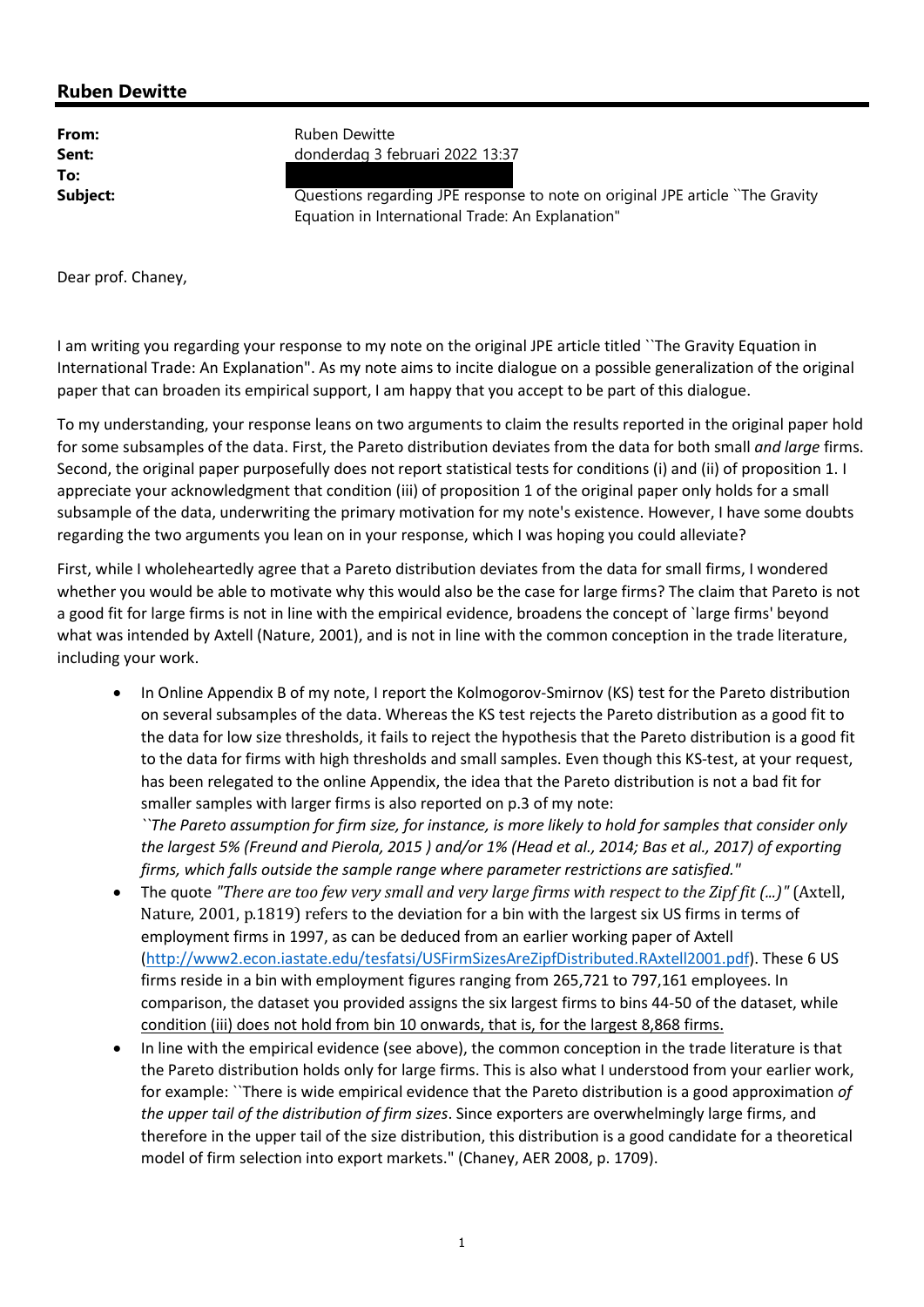## Ruben Dewitte

**From:** Ruben Dewitte
**Sent:** donderdag 3 februari 2022 13:37
**To:**
**Subject:** Questions regarding JPE response to note on original JPE article ``The Gravity Equation in International Trade: An Explanation"

Dear prof. Chaney,

I am writing you regarding your response to my note on the original JPE article titled ``The Gravity Equation in International Trade: An Explanation". As my note aims to incite dialogue on a possible generalization of the original paper that can broaden its empirical support, I am happy that you accept to be part of this dialogue.

To my understanding, your response leans on two arguments to claim the results reported in the original paper hold for some subsamples of the data. First, the Pareto distribution deviates from the data for both small *and large* firms. Second, the original paper purposefully does not report statistical tests for conditions (i) and (ii) of proposition 1. I appreciate your acknowledgment that condition (iii) of proposition 1 of the original paper only holds for a small subsample of the data, underwriting the primary motivation for my note's existence. However, I have some doubts regarding the two arguments you lean on in your response, which I was hoping you could alleviate?

First, while I wholeheartedly agree that a Pareto distribution deviates from the data for small firms, I wondered whether you would be able to motivate why this would also be the case for large firms? The claim that Pareto is not a good fit for large firms is not in line with the empirical evidence, broadens the concept of `large firms' beyond what was intended by Axtell (Nature, 2001), and is not in line with the common conception in the trade literature, including your work.

- In Online Appendix B of my note, I report the Kolmogorov-Smirnov (KS) test for the Pareto distribution on several subsamples of the data. Whereas the KS test rejects the Pareto distribution as a good fit to the data for low size thresholds, it fails to reject the hypothesis that the Pareto distribution is a good fit to the data for firms with high thresholds and small samples. Even though this KS-test, at your request, has been relegated to the online Appendix, the idea that the Pareto distribution is not a bad fit for smaller samples with larger firms is also reported on p.3 of my note:
*``The Pareto assumption for firm size, for instance, is more likely to hold for samples that consider only the largest 5% (Freund and Pierola, 2015 ) and/or 1% (Head et al., 2014; Bas et al., 2017) of exporting firms, which falls outside the sample range where parameter restrictions are satisfied."*
- The quote *"There are too few very small and very large firms with respect to the Zipf fit (…)"* (Axtell, Nature, 2001, p.1819) refers to the deviation for a bin with the largest six US firms in terms of employment firms in 1997, as can be deduced from an earlier working paper of Axtell (http://www2.econ.iastate.edu/tesfatsi/USFirmSizesAreZipfDistributed.RAxtell2001.pdf). These 6 US firms reside in a bin with employment figures ranging from 265,721 to 797,161 employees. In comparison, the dataset you provided assigns the six largest firms to bins 44-50 of the dataset, while <u>condition (iii) does not hold from bin 10 onwards, that is, for the largest 8,868 firms.</u>
- In line with the empirical evidence (see above), the common conception in the trade literature is that the Pareto distribution holds only for large firms. This is also what I understood from your earlier work, for example: ``There is wide empirical evidence that the Pareto distribution is a good approximation *of the upper tail of the distribution of firm sizes*. Since exporters are overwhelmingly large firms, and therefore in the upper tail of the size distribution, this distribution is a good candidate for a theoretical model of firm selection into export markets." (Chaney, AER 2008, p. 1709).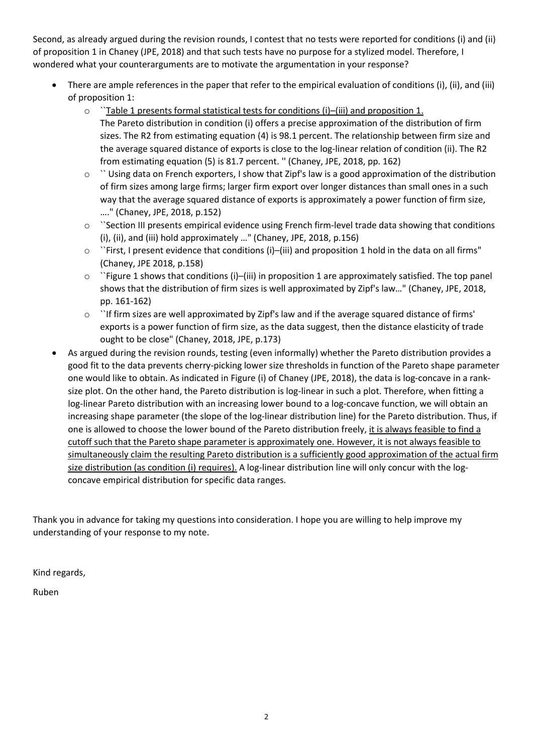Second, as already argued during the revision rounds, I contest that no tests were reported for conditions (i) and (ii) of proposition 1 in Chaney (JPE, 2018) and that such tests have no purpose for a stylized model. Therefore, I wondered what your counterarguments are to motivate the argumentation in your response?

- There are ample references in the paper that refer to the empirical evaluation of conditions (i), (ii), and (iii) of proposition 1:
  - ``Table 1 presents formal statistical tests for conditions (i)–(iii) and proposition 1. The Pareto distribution in condition (i) offers a precise approximation of the distribution of firm sizes. The R2 from estimating equation (4) is 98.1 percent. The relationship between firm size and the average squared distance of exports is close to the log-linear relation of condition (ii). The R2 from estimating equation (5) is 81.7 percent. '' (Chaney, JPE, 2018, pp. 162)
  - `` Using data on French exporters, I show that Zipf's law is a good approximation of the distribution of firm sizes among large firms; larger firm export over longer distances than small ones in a such way that the average squared distance of exports is approximately a power function of firm size, …." (Chaney, JPE, 2018, p.152)
  - ``Section III presents empirical evidence using French firm-level trade data showing that conditions (i), (ii), and (iii) hold approximately …" (Chaney, JPE, 2018, p.156)
  - ``First, I present evidence that conditions (i)–(iii) and proposition 1 hold in the data on all firms" (Chaney, JPE 2018, p.158)
  - ``Figure 1 shows that conditions (i)–(iii) in proposition 1 are approximately satisfied. The top panel shows that the distribution of firm sizes is well approximated by Zipf's law…" (Chaney, JPE, 2018, pp. 161-162)
  - ``If firm sizes are well approximated by Zipf's law and if the average squared distance of firms' exports is a power function of firm size, as the data suggest, then the distance elasticity of trade ought to be close" (Chaney, 2018, JPE, p.173)
- As argued during the revision rounds, testing (even informally) whether the Pareto distribution provides a good fit to the data prevents cherry-picking lower size thresholds in function of the Pareto shape parameter one would like to obtain. As indicated in Figure (i) of Chaney (JPE, 2018), the data is log-concave in a rank-size plot. On the other hand, the Pareto distribution is log-linear in such a plot. Therefore, when fitting a log-linear Pareto distribution with an increasing lower bound to a log-concave function, we will obtain an increasing shape parameter (the slope of the log-linear distribution line) for the Pareto distribution. Thus, if one is allowed to choose the lower bound of the Pareto distribution freely, it is always feasible to find a cutoff such that the Pareto shape parameter is approximately one. However, it is not always feasible to simultaneously claim the resulting Pareto distribution is a sufficiently good approximation of the actual firm size distribution (as condition (i) requires). A log-linear distribution line will only concur with the log-concave empirical distribution for specific data ranges.

Thank you in advance for taking my questions into consideration. I hope you are willing to help improve my understanding of your response to my note.

Kind regards,

Ruben